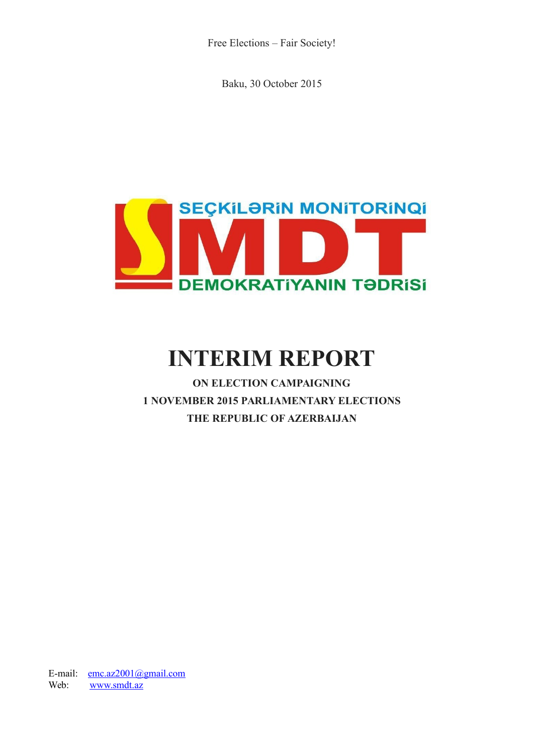Free Elections – Fair Society!

Baku, 30 October 2015

SEÇKİLƏRİN MONİTORİNQİ

SMDT

DEMOKRATİYANIN TƏDRİSİ

# INTERIM REPORT

**ON ELECTION CAMPAIGNING**

**1 NOVEMBER 2015 PARLIAMENTARY ELECTIONS**

**THE REPUBLIC OF AZERBAIJAN**

E-mail: emc.az2001@gmail.com

Web: www.smdt.az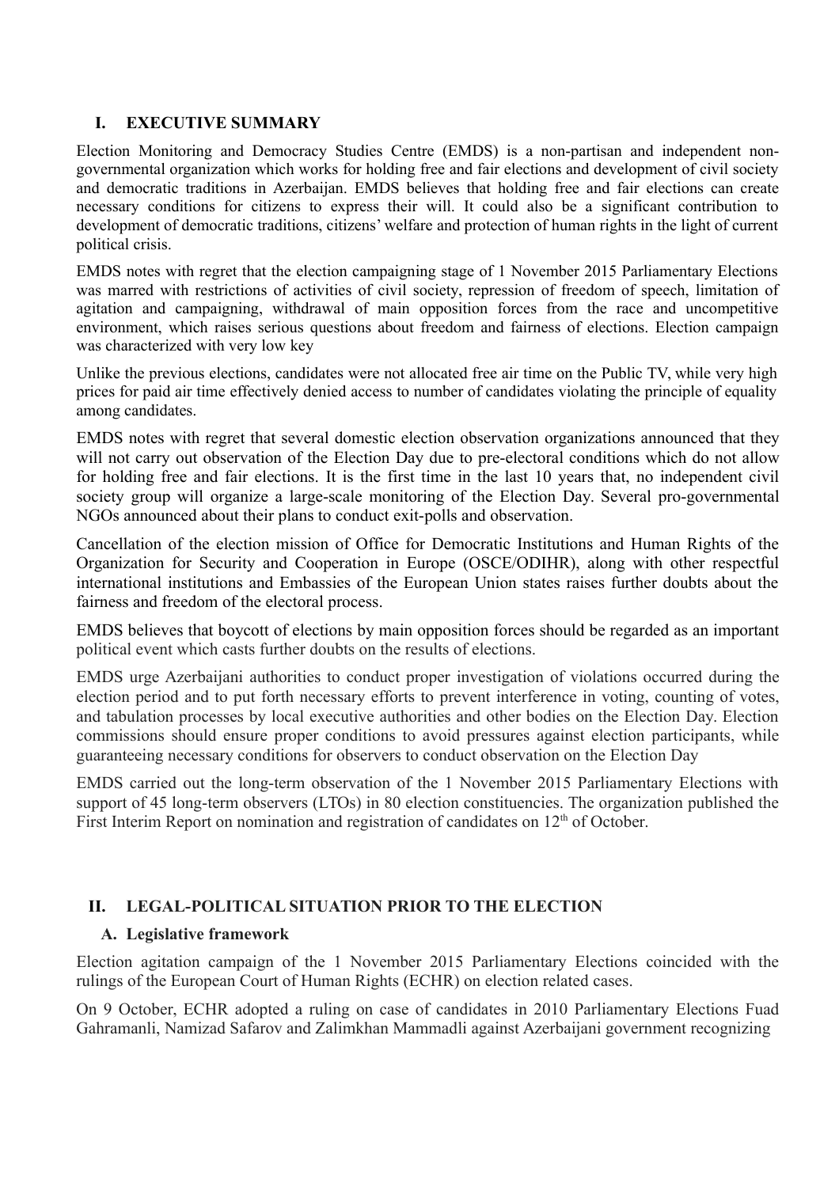## I. EXECUTIVE SUMMARY

Election Monitoring and Democracy Studies Centre (EMDS) is a non-partisan and independent non-governmental organization which works for holding free and fair elections and development of civil society and democratic traditions in Azerbaijan. EMDS believes that holding free and fair elections can create necessary conditions for citizens to express their will. It could also be a significant contribution to development of democratic traditions, citizens' welfare and protection of human rights in the light of current political crisis.

EMDS notes with regret that the election campaigning stage of 1 November 2015 Parliamentary Elections was marred with restrictions of activities of civil society, repression of freedom of speech, limitation of agitation and campaigning, withdrawal of main opposition forces from the race and uncompetitive environment, which raises serious questions about freedom and fairness of elections. Election campaign was characterized with very low key

Unlike the previous elections, candidates were not allocated free air time on the Public TV, while very high prices for paid air time effectively denied access to number of candidates violating the principle of equality among candidates.

EMDS notes with regret that several domestic election observation organizations announced that they will not carry out observation of the Election Day due to pre-electoral conditions which do not allow for holding free and fair elections. It is the first time in the last 10 years that, no independent civil society group will organize a large-scale monitoring of the Election Day. Several pro-governmental NGOs announced about their plans to conduct exit-polls and observation.

Cancellation of the election mission of Office for Democratic Institutions and Human Rights of the Organization for Security and Cooperation in Europe (OSCE/ODIHR), along with other respectful international institutions and Embassies of the European Union states raises further doubts about the fairness and freedom of the electoral process.

EMDS believes that boycott of elections by main opposition forces should be regarded as an important political event which casts further doubts on the results of elections.

EMDS urge Azerbaijani authorities to conduct proper investigation of violations occurred during the election period and to put forth necessary efforts to prevent interference in voting, counting of votes, and tabulation processes by local executive authorities and other bodies on the Election Day. Election commissions should ensure proper conditions to avoid pressures against election participants, while guaranteeing necessary conditions for observers to conduct observation on the Election Day

EMDS carried out the long-term observation of the 1 November 2015 Parliamentary Elections with support of 45 long-term observers (LTOs) in 80 election constituencies. The organization published the First Interim Report on nomination and registration of candidates on 12th of October.

## II. LEGAL-POLITICAL SITUATION PRIOR TO THE ELECTION

### A. Legislative framework

Election agitation campaign of the 1 November 2015 Parliamentary Elections coincided with the rulings of the European Court of Human Rights (ECHR) on election related cases.

On 9 October, ECHR adopted a ruling on case of candidates in 2010 Parliamentary Elections Fuad Gahramanli, Namizad Safarov and Zalimkhan Mammadli against Azerbaijani government recognizing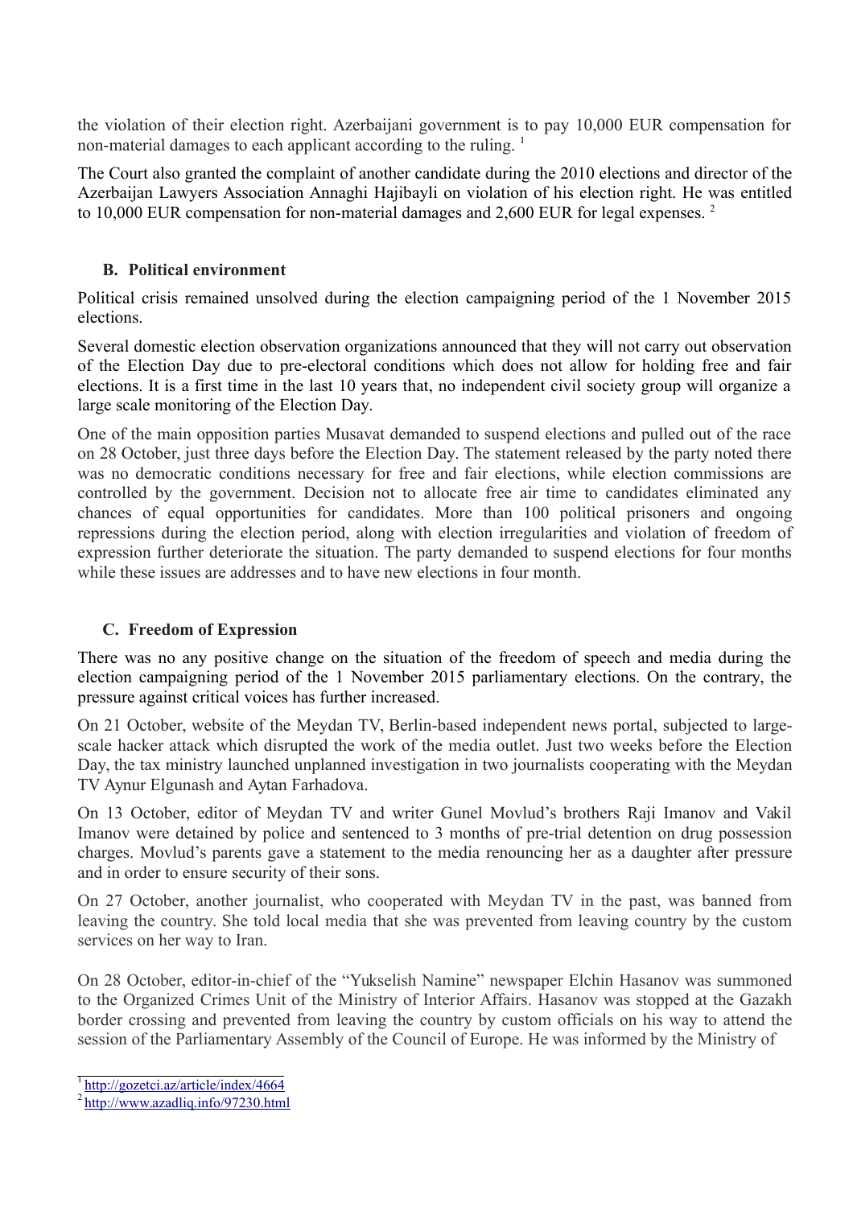the violation of their election right. Azerbaijani government is to pay 10,000 EUR compensation for non-material damages to each applicant according to the ruling. [1]

The Court also granted the complaint of another candidate during the 2010 elections and director of the Azerbaijan Lawyers Association Annaghi Hajibayli on violation of his election right. He was entitled to 10,000 EUR compensation for non-material damages and 2,600 EUR for legal expenses. [2]

### B. Political environment

Political crisis remained unsolved during the election campaigning period of the 1 November 2015 elections.

Several domestic election observation organizations announced that they will not carry out observation of the Election Day due to pre-electoral conditions which does not allow for holding free and fair elections. It is a first time in the last 10 years that, no independent civil society group will organize a large scale monitoring of the Election Day.

One of the main opposition parties Musavat demanded to suspend elections and pulled out of the race on 28 October, just three days before the Election Day. The statement released by the party noted there was no democratic conditions necessary for free and fair elections, while election commissions are controlled by the government. Decision not to allocate free air time to candidates eliminated any chances of equal opportunities for candidates. More than 100 political prisoners and ongoing repressions during the election period, along with election irregularities and violation of freedom of expression further deteriorate the situation. The party demanded to suspend elections for four months while these issues are addresses and to have new elections in four month.

### C. Freedom of Expression

There was no any positive change on the situation of the freedom of speech and media during the election campaigning period of the 1 November 2015 parliamentary elections. On the contrary, the pressure against critical voices has further increased.

On 21 October, website of the Meydan TV, Berlin-based independent news portal, subjected to large-scale hacker attack which disrupted the work of the media outlet. Just two weeks before the Election Day, the tax ministry launched unplanned investigation in two journalists cooperating with the Meydan TV Aynur Elgunash and Aytan Farhadova.

On 13 October, editor of Meydan TV and writer Gunel Movlud's brothers Raji Imanov and Vakil Imanov were detained by police and sentenced to 3 months of pre-trial detention on drug possession charges. Movlud's parents gave a statement to the media renouncing her as a daughter after pressure and in order to ensure security of their sons.

On 27 October, another journalist, who cooperated with Meydan TV in the past, was banned from leaving the country. She told local media that she was prevented from leaving country by the custom services on her way to Iran.

On 28 October, editor-in-chief of the "Yukselish Namine" newspaper Elchin Hasanov was summoned to the Organized Crimes Unit of the Ministry of Interior Affairs. Hasanov was stopped at the Gazakh border crossing and prevented from leaving the country by custom officials on his way to attend the session of the Parliamentary Assembly of the Council of Europe. He was informed by the Ministry of

---

[1] http://gozetci.az/article/index/4664

[2] http://www.azadliq.info/97230.html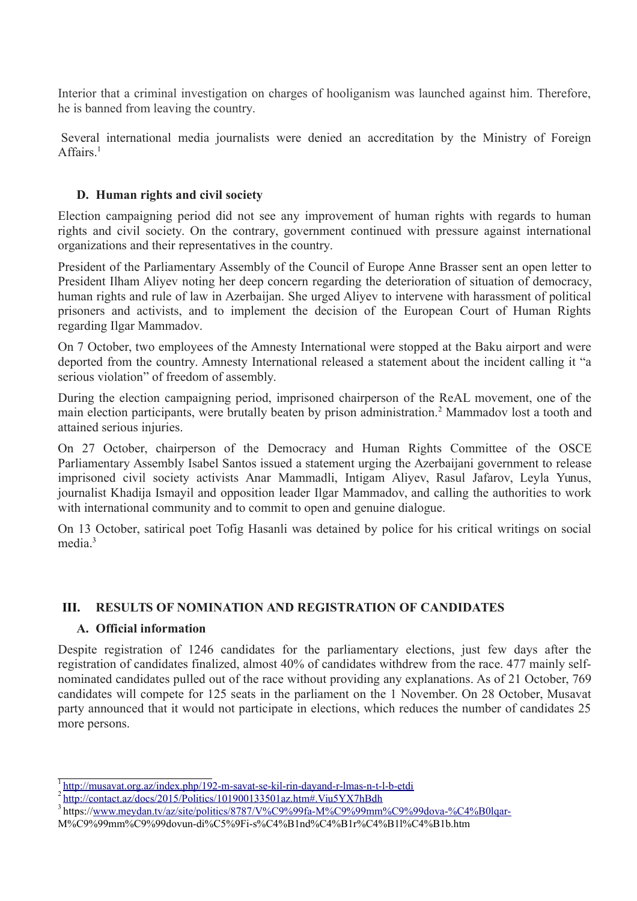Interior that a criminal investigation on charges of hooliganism was launched against him. Therefore, he is banned from leaving the country.

Several international media journalists were denied an accreditation by the Ministry of Foreign Affairs.[1]

### D. Human rights and civil society

Election campaigning period did not see any improvement of human rights with regards to human rights and civil society. On the contrary, government continued with pressure against international organizations and their representatives in the country.

President of the Parliamentary Assembly of the Council of Europe Anne Brasser sent an open letter to President Ilham Aliyev noting her deep concern regarding the deterioration of situation of democracy, human rights and rule of law in Azerbaijan. She urged Aliyev to intervene with harassment of political prisoners and activists, and to implement the decision of the European Court of Human Rights regarding Ilgar Mammadov.

On 7 October, two employees of the Amnesty International were stopped at the Baku airport and were deported from the country. Amnesty International released a statement about the incident calling it "a serious violation" of freedom of assembly.

During the election campaigning period, imprisoned chairperson of the ReAL movement, one of the main election participants, were brutally beaten by prison administration.[2] Mammadov lost a tooth and attained serious injuries.

On 27 October, chairperson of the Democracy and Human Rights Committee of the OSCE Parliamentary Assembly Isabel Santos issued a statement urging the Azerbaijani government to release imprisoned civil society activists Anar Mammadli, Intigam Aliyev, Rasul Jafarov, Leyla Yunus, journalist Khadija Ismayil and opposition leader Ilgar Mammadov, and calling the authorities to work with international community and to commit to open and genuine dialogue.

On 13 October, satirical poet Tofig Hasanli was detained by police for his critical writings on social media.[3]

## III. RESULTS OF NOMINATION AND REGISTRATION OF CANDIDATES

### A. Official information

Despite registration of 1246 candidates for the parliamentary elections, just few days after the registration of candidates finalized, almost 40% of candidates withdrew from the race. 477 mainly self-nominated candidates pulled out of the race without providing any explanations. As of 21 October, 769 candidates will compete for 125 seats in the parliament on the 1 November. On 28 October, Musavat party announced that it would not participate in elections, which reduces the number of candidates 25 more persons.

---

[1] http://musavat.org.az/index.php/192-m-savat-se-kil-rin-dayand-r-lmas-n-t-l-b-etdi

[2] http://contact.az/docs/2015/Politics/101900133501az.htm#.Viu5YX7hBdh

[3] https://www.meydan.tv/az/site/politics/8787/V%C9%99fa-M%C9%99mm%C9%99dova-%C4%B0lqar-M%C9%99mm%C9%99dovun-di%C5%9Fi-s%C4%B1nd%C4%B1r%C4%B1l%C4%B1b.htm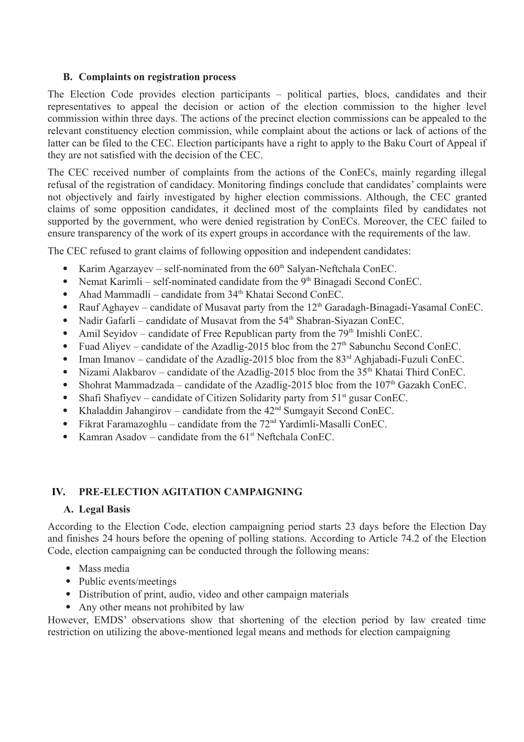### B. Complaints on registration process

The Election Code provides election participants – political parties, blocs, candidates and their representatives to appeal the decision or action of the election commission to the higher level commission within three days. The actions of the precinct election commissions can be appealed to the relevant constituency election commission, while complaint about the actions or lack of actions of the latter can be filed to the CEC. Election participants have a right to apply to the Baku Court of Appeal if they are not satisfied with the decision of the CEC.

The CEC received number of complaints from the actions of the ConECs, mainly regarding illegal refusal of the registration of candidacy. Monitoring findings conclude that candidates' complaints were not objectively and fairly investigated by higher election commissions. Although, the CEC granted claims of some opposition candidates, it declined most of the complaints filed by candidates not supported by the government, who were denied registration by ConECs. Moreover, the CEC failed to ensure transparency of the work of its expert groups in accordance with the requirements of the law.

The CEC refused to grant claims of following opposition and independent candidates:

- Karim Agarzayev – self-nominated from the 60th Salyan-Neftchala ConEC.
- Nemat Karimli – self-nominated candidate from the 9th Binagadi Second ConEC.
- Ahad Mammadli – candidate from 34th Khatai Second ConEC.
- Rauf Aghayev – candidate of Musavat party from the 12th Garadagh-Binagadi-Yasamal ConEC.
- Nadir Gafarli – candidate of Musavat from the 54th Shabran-Siyazan ConEC.
- Amil Seyidov – candidate of Free Republican party from the 79th Imishli ConEC.
- Fuad Aliyev – candidate of the Azadlig-2015 bloc from the 27th Sabunchu Second ConEC.
- Iman Imanov – candidate of the Azadlig-2015 bloc from the 83rd Aghjabadi-Fuzuli ConEC.
- Nizami Alakbarov – candidate of the Azadlig-2015 bloc from the 35th Khatai Third ConEC.
- Shohrat Mammadzada – candidate of the Azadlig-2015 bloc from the 107th Gazakh ConEC.
- Shafi Shafiyev – candidate of Citizen Solidarity party from 51st gusar ConEC.
- Khaladdin Jahangirov – candidate from the 42nd Sumgayit Second ConEC.
- Fikrat Faramazoghlu – candidate from the 72nd Yardimli-Masalli ConEC.
- Kamran Asadov – candidate from the 61st Neftchala ConEC.

## IV. PRE-ELECTION AGITATION CAMPAIGNING

### A. Legal Basis

According to the Election Code, election campaigning period starts 23 days before the Election Day and finishes 24 hours before the opening of polling stations. According to Article 74.2 of the Election Code, election campaigning can be conducted through the following means:

- Mass media
- Public events/meetings
- Distribution of print, audio, video and other campaign materials
- Any other means not prohibited by law

However, EMDS' observations show that shortening of the election period by law created time restriction on utilizing the above-mentioned legal means and methods for election campaigning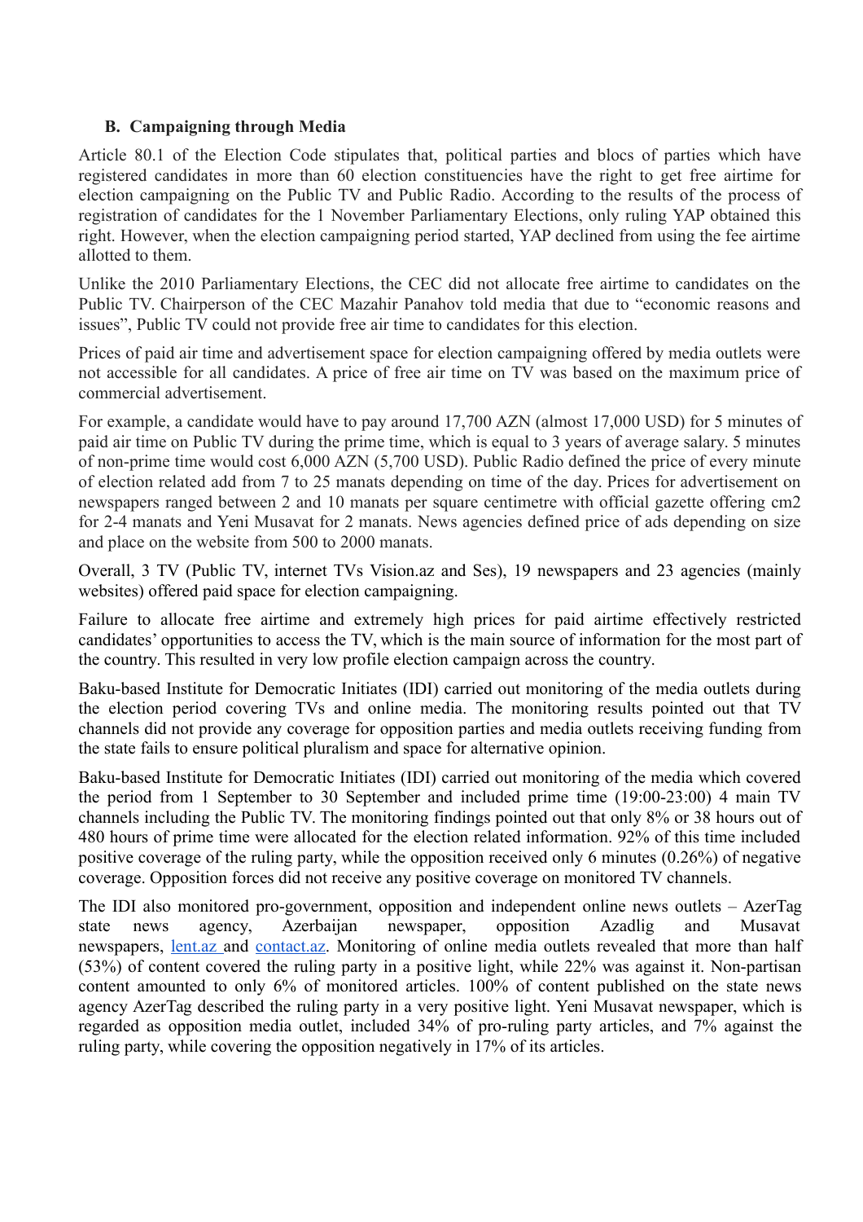### B. Campaigning through Media

Article 80.1 of the Election Code stipulates that, political parties and blocs of parties which have registered candidates in more than 60 election constituencies have the right to get free airtime for election campaigning on the Public TV and Public Radio. According to the results of the process of registration of candidates for the 1 November Parliamentary Elections, only ruling YAP obtained this right. However, when the election campaigning period started, YAP declined from using the fee airtime allotted to them.

Unlike the 2010 Parliamentary Elections, the CEC did not allocate free airtime to candidates on the Public TV. Chairperson of the CEC Mazahir Panahov told media that due to "economic reasons and issues", Public TV could not provide free air time to candidates for this election.

Prices of paid air time and advertisement space for election campaigning offered by media outlets were not accessible for all candidates. A price of free air time on TV was based on the maximum price of commercial advertisement.

For example, a candidate would have to pay around 17,700 AZN (almost 17,000 USD) for 5 minutes of paid air time on Public TV during the prime time, which is equal to 3 years of average salary. 5 minutes of non-prime time would cost 6,000 AZN (5,700 USD). Public Radio defined the price of every minute of election related add from 7 to 25 manats depending on time of the day. Prices for advertisement on newspapers ranged between 2 and 10 manats per square centimetre with official gazette offering cm2 for 2-4 manats and Yeni Musavat for 2 manats. News agencies defined price of ads depending on size and place on the website from 500 to 2000 manats.

Overall, 3 TV (Public TV, internet TVs Vision.az and Ses), 19 newspapers and 23 agencies (mainly websites) offered paid space for election campaigning.

Failure to allocate free airtime and extremely high prices for paid airtime effectively restricted candidates' opportunities to access the TV, which is the main source of information for the most part of the country. This resulted in very low profile election campaign across the country.

Baku-based Institute for Democratic Initiates (IDI) carried out monitoring of the media outlets during the election period covering TVs and online media. The monitoring results pointed out that TV channels did not provide any coverage for opposition parties and media outlets receiving funding from the state fails to ensure political pluralism and space for alternative opinion.

Baku-based Institute for Democratic Initiates (IDI) carried out monitoring of the media which covered the period from 1 September to 30 September and included prime time (19:00-23:00) 4 main TV channels including the Public TV. The monitoring findings pointed out that only 8% or 38 hours out of 480 hours of prime time were allocated for the election related information. 92% of this time included positive coverage of the ruling party, while the opposition received only 6 minutes (0.26%) of negative coverage. Opposition forces did not receive any positive coverage on monitored TV channels.

The IDI also monitored pro-government, opposition and independent online news outlets – AzerTag state news agency, Azerbaijan newspaper, opposition Azadlig and Musavat newspapers, [lent.az](lent.az) and [contact.az](contact.az). Monitoring of online media outlets revealed that more than half (53%) of content covered the ruling party in a positive light, while 22% was against it. Non-partisan content amounted to only 6% of monitored articles. 100% of content published on the state news agency AzerTag described the ruling party in a very positive light. Yeni Musavat newspaper, which is regarded as opposition media outlet, included 34% of pro-ruling party articles, and 7% against the ruling party, while covering the opposition negatively in 17% of its articles.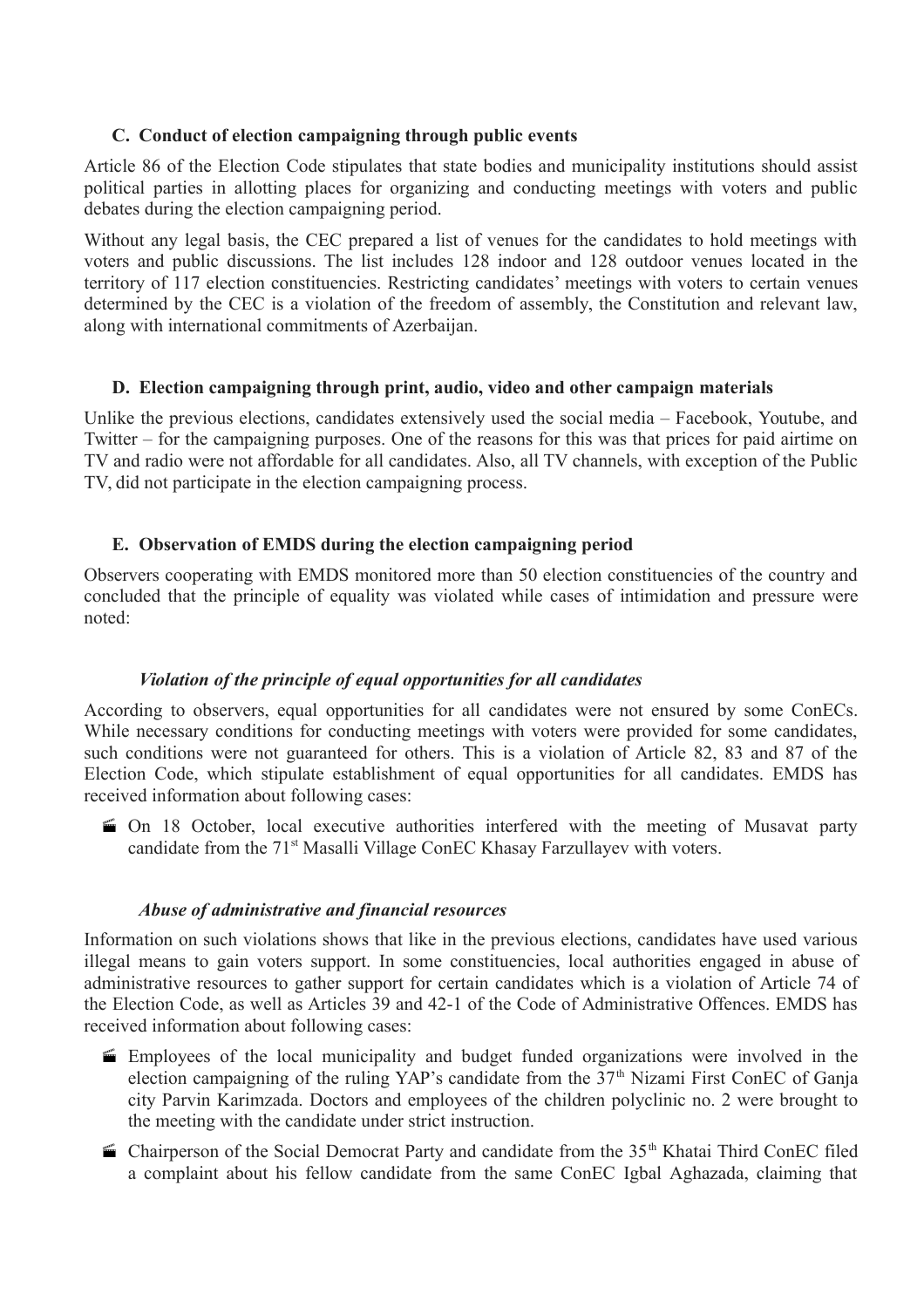### C. Conduct of election campaigning through public events

Article 86 of the Election Code stipulates that state bodies and municipality institutions should assist political parties in allotting places for organizing and conducting meetings with voters and public debates during the election campaigning period.

Without any legal basis, the CEC prepared a list of venues for the candidates to hold meetings with voters and public discussions. The list includes 128 indoor and 128 outdoor venues located in the territory of 117 election constituencies. Restricting candidates' meetings with voters to certain venues determined by the CEC is a violation of the freedom of assembly, the Constitution and relevant law, along with international commitments of Azerbaijan.

### D. Election campaigning through print, audio, video and other campaign materials

Unlike the previous elections, candidates extensively used the social media – Facebook, Youtube, and Twitter – for the campaigning purposes. One of the reasons for this was that prices for paid airtime on TV and radio were not affordable for all candidates. Also, all TV channels, with exception of the Public TV, did not participate in the election campaigning process.

### E. Observation of EMDS during the election campaigning period

Observers cooperating with EMDS monitored more than 50 election constituencies of the country and concluded that the principle of equality was violated while cases of intimidation and pressure were noted:

#### *Violation of the principle of equal opportunities for all candidates*

According to observers, equal opportunities for all candidates were not ensured by some ConECs. While necessary conditions for conducting meetings with voters were provided for some candidates, such conditions were not guaranteed for others. This is a violation of Article 82, 83 and 87 of the Election Code, which stipulate establishment of equal opportunities for all candidates. EMDS has received information about following cases:

- On 18 October, local executive authorities interfered with the meeting of Musavat party candidate from the 71st Masalli Village ConEC Khasay Farzullayev with voters.

#### *Abuse of administrative and financial resources*

Information on such violations shows that like in the previous elections, candidates have used various illegal means to gain voters support. In some constituencies, local authorities engaged in abuse of administrative resources to gather support for certain candidates which is a violation of Article 74 of the Election Code, as well as Articles 39 and 42-1 of the Code of Administrative Offences. EMDS has received information about following cases:

- Employees of the local municipality and budget funded organizations were involved in the election campaigning of the ruling YAP's candidate from the 37th Nizami First ConEC of Ganja city Parvin Karimzada. Doctors and employees of the children polyclinic no. 2 were brought to the meeting with the candidate under strict instruction.
- Chairperson of the Social Democrat Party and candidate from the 35th Khatai Third ConEC filed a complaint about his fellow candidate from the same ConEC Igbal Aghazada, claiming that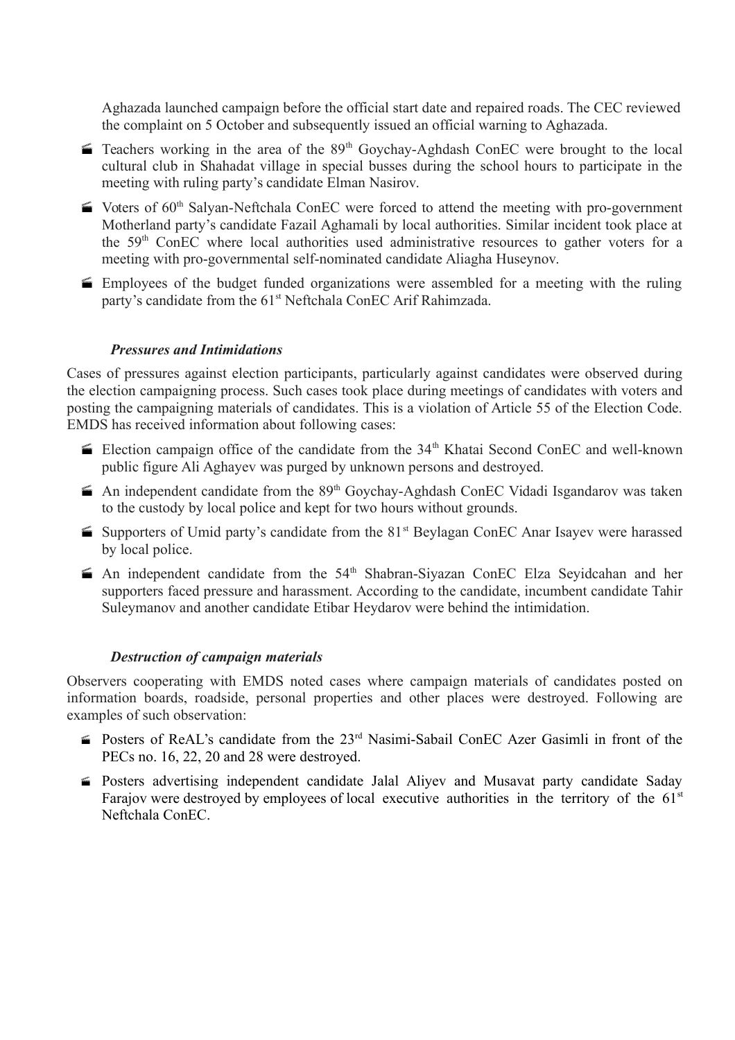Aghazada launched campaign before the official start date and repaired roads. The CEC reviewed the complaint on 5 October and subsequently issued an official warning to Aghazada.

- Teachers working in the area of the 89th Goychay-Aghdash ConEC were brought to the local cultural club in Shahadat village in special busses during the school hours to participate in the meeting with ruling party's candidate Elman Nasirov.
- Voters of 60th Salyan-Neftchala ConEC were forced to attend the meeting with pro-government Motherland party's candidate Fazail Aghamali by local authorities. Similar incident took place at the 59th ConEC where local authorities used administrative resources to gather voters for a meeting with pro-governmental self-nominated candidate Aliagha Huseynov.
- Employees of the budget funded organizations were assembled for a meeting with the ruling party's candidate from the 61st Neftchala ConEC Arif Rahimzada.

### *Pressures and Intimidations*

Cases of pressures against election participants, particularly against candidates were observed during the election campaigning process. Such cases took place during meetings of candidates with voters and posting the campaigning materials of candidates. This is a violation of Article 55 of the Election Code. EMDS has received information about following cases:

- Election campaign office of the candidate from the 34th Khatai Second ConEC and well-known public figure Ali Aghayev was purged by unknown persons and destroyed.
- An independent candidate from the 89th Goychay-Aghdash ConEC Vidadi Isgandarov was taken to the custody by local police and kept for two hours without grounds.
- Supporters of Umid party's candidate from the 81st Beylagan ConEC Anar Isayev were harassed by local police.
- An independent candidate from the 54th Shabran-Siyazan ConEC Elza Seyidcahan and her supporters faced pressure and harassment. According to the candidate, incumbent candidate Tahir Suleymanov and another candidate Etibar Heydarov were behind the intimidation.

### *Destruction of campaign materials*

Observers cooperating with EMDS noted cases where campaign materials of candidates posted on information boards, roadside, personal properties and other places were destroyed. Following are examples of such observation:

- Posters of ReAL's candidate from the 23rd Nasimi-Sabail ConEC Azer Gasimli in front of the PECs no. 16, 22, 20 and 28 were destroyed.
- Posters advertising independent candidate Jalal Aliyev and Musavat party candidate Saday Farajov were destroyed by employees of local executive authorities in the territory of the 61st Neftchala ConEC.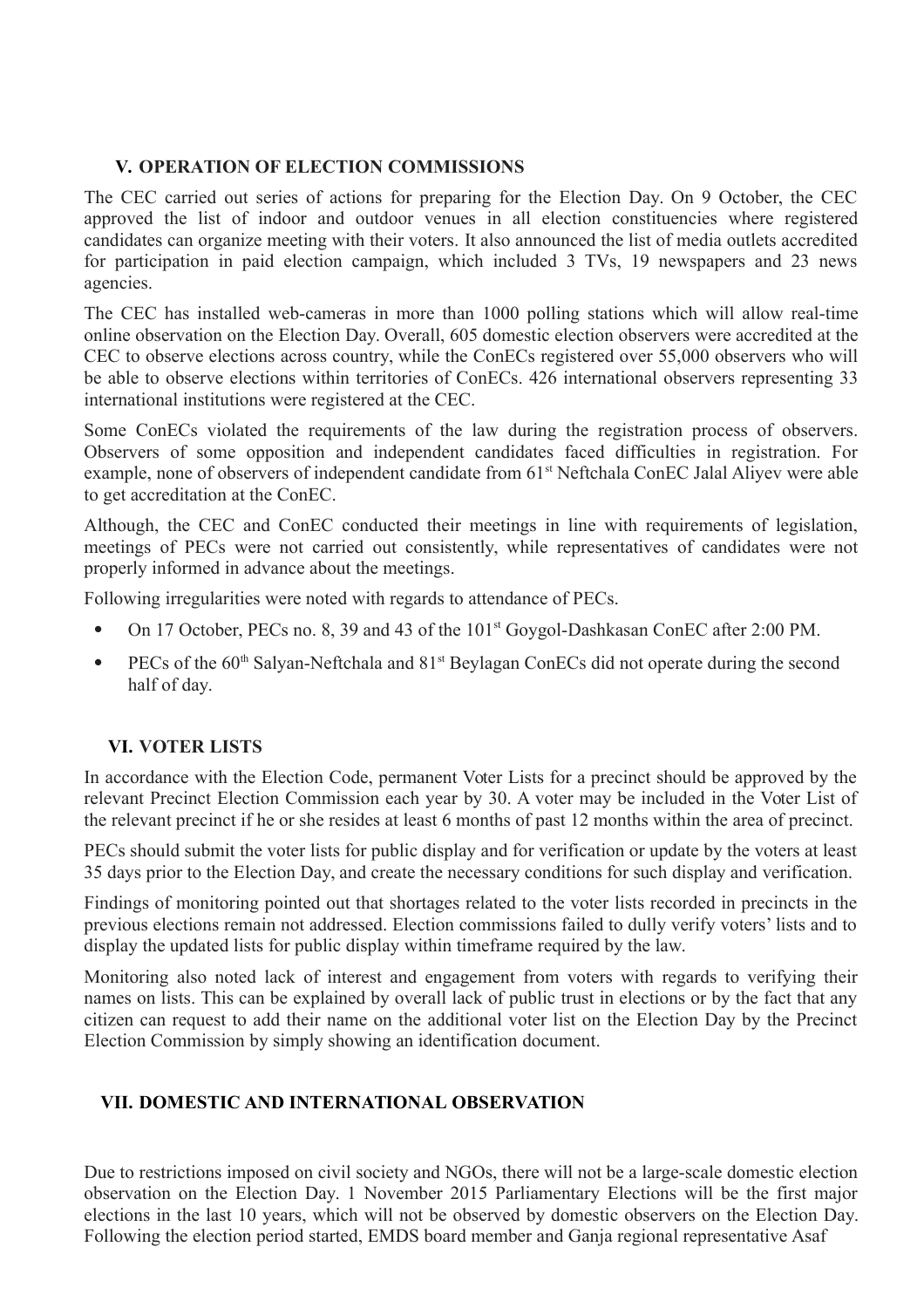## V. OPERATION OF ELECTION COMMISSIONS

The CEC carried out series of actions for preparing for the Election Day. On 9 October, the CEC approved the list of indoor and outdoor venues in all election constituencies where registered candidates can organize meeting with their voters. It also announced the list of media outlets accredited for participation in paid election campaign, which included 3 TVs, 19 newspapers and 23 news agencies.

The CEC has installed web-cameras in more than 1000 polling stations which will allow real-time online observation on the Election Day. Overall, 605 domestic election observers were accredited at the CEC to observe elections across country, while the ConECs registered over 55,000 observers who will be able to observe elections within territories of ConECs. 426 international observers representing 33 international institutions were registered at the CEC.

Some ConECs violated the requirements of the law during the registration process of observers. Observers of some opposition and independent candidates faced difficulties in registration. For example, none of observers of independent candidate from 61st Neftchala ConEC Jalal Aliyev were able to get accreditation at the ConEC.

Although, the CEC and ConEC conducted their meetings in line with requirements of legislation, meetings of PECs were not carried out consistently, while representatives of candidates were not properly informed in advance about the meetings.

Following irregularities were noted with regards to attendance of PECs.

- On 17 October, PECs no. 8, 39 and 43 of the 101st Goygol-Dashkasan ConEC after 2:00 PM.
- PECs of the 60th Salyan-Neftchala and 81st Beylagan ConECs did not operate during the second half of day.

## VI. VOTER LISTS

In accordance with the Election Code, permanent Voter Lists for a precinct should be approved by the relevant Precinct Election Commission each year by 30. A voter may be included in the Voter List of the relevant precinct if he or she resides at least 6 months of past 12 months within the area of precinct.

PECs should submit the voter lists for public display and for verification or update by the voters at least 35 days prior to the Election Day, and create the necessary conditions for such display and verification.

Findings of monitoring pointed out that shortages related to the voter lists recorded in precincts in the previous elections remain not addressed. Election commissions failed to dully verify voters' lists and to display the updated lists for public display within timeframe required by the law.

Monitoring also noted lack of interest and engagement from voters with regards to verifying their names on lists. This can be explained by overall lack of public trust in elections or by the fact that any citizen can request to add their name on the additional voter list on the Election Day by the Precinct Election Commission by simply showing an identification document.

## VII. DOMESTIC AND INTERNATIONAL OBSERVATION

Due to restrictions imposed on civil society and NGOs, there will not be a large-scale domestic election observation on the Election Day. 1 November 2015 Parliamentary Elections will be the first major elections in the last 10 years, which will not be observed by domestic observers on the Election Day. Following the election period started, EMDS board member and Ganja regional representative Asaf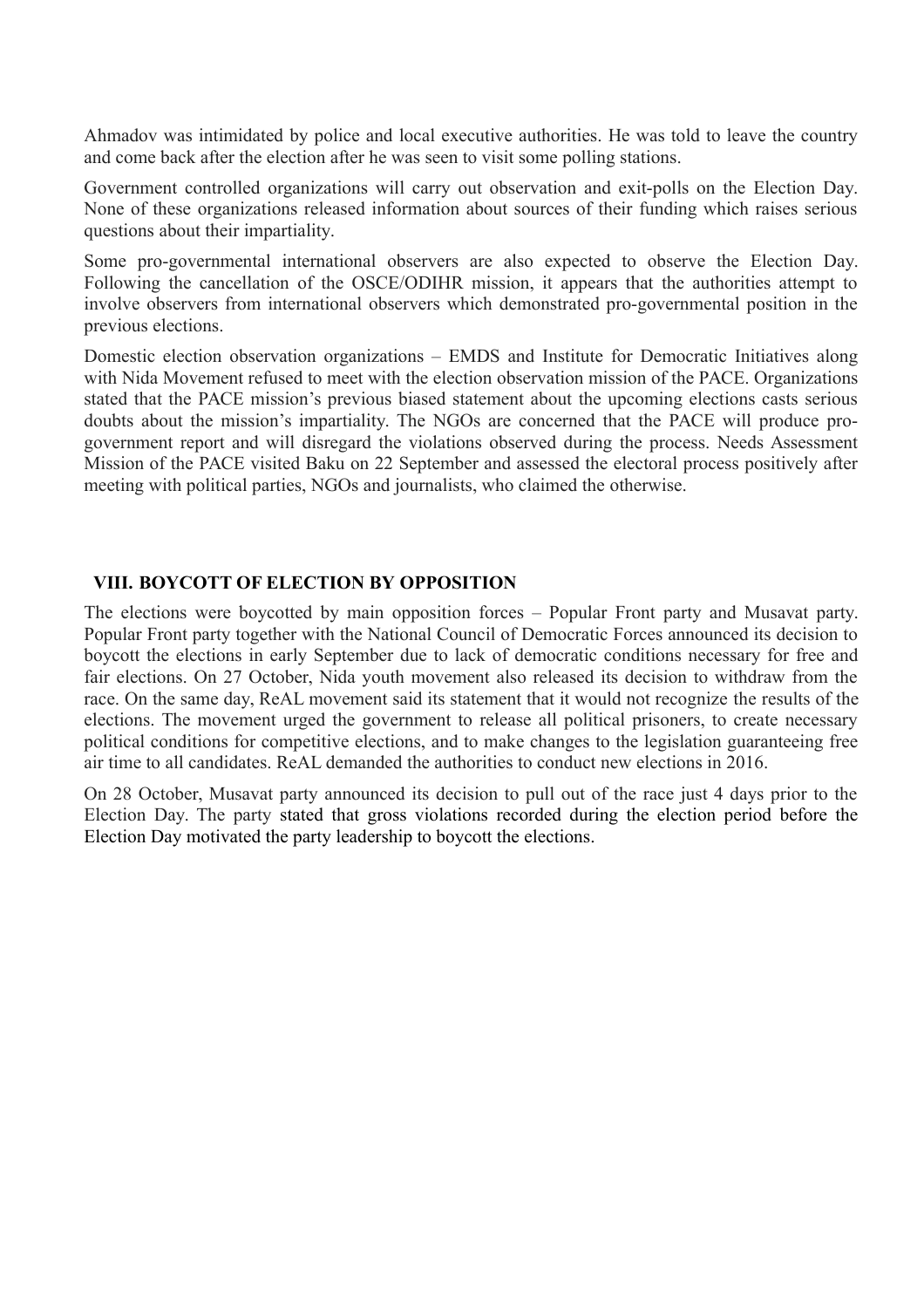Ahmadov was intimidated by police and local executive authorities. He was told to leave the country and come back after the election after he was seen to visit some polling stations.

Government controlled organizations will carry out observation and exit-polls on the Election Day. None of these organizations released information about sources of their funding which raises serious questions about their impartiality.

Some pro-governmental international observers are also expected to observe the Election Day. Following the cancellation of the OSCE/ODIHR mission, it appears that the authorities attempt to involve observers from international observers which demonstrated pro-governmental position in the previous elections.

Domestic election observation organizations – EMDS and Institute for Democratic Initiatives along with Nida Movement refused to meet with the election observation mission of the PACE. Organizations stated that the PACE mission's previous biased statement about the upcoming elections casts serious doubts about the mission's impartiality. The NGOs are concerned that the PACE will produce pro-government report and will disregard the violations observed during the process. Needs Assessment Mission of the PACE visited Baku on 22 September and assessed the electoral process positively after meeting with political parties, NGOs and journalists, who claimed the otherwise.

## VIII. BOYCOTT OF ELECTION BY OPPOSITION

The elections were boycotted by main opposition forces – Popular Front party and Musavat party. Popular Front party together with the National Council of Democratic Forces announced its decision to boycott the elections in early September due to lack of democratic conditions necessary for free and fair elections. On 27 October, Nida youth movement also released its decision to withdraw from the race. On the same day, ReAL movement said its statement that it would not recognize the results of the elections. The movement urged the government to release all political prisoners, to create necessary political conditions for competitive elections, and to make changes to the legislation guaranteeing free air time to all candidates. ReAL demanded the authorities to conduct new elections in 2016.

On 28 October, Musavat party announced its decision to pull out of the race just 4 days prior to the Election Day. The party stated that gross violations recorded during the election period before the Election Day motivated the party leadership to boycott the elections.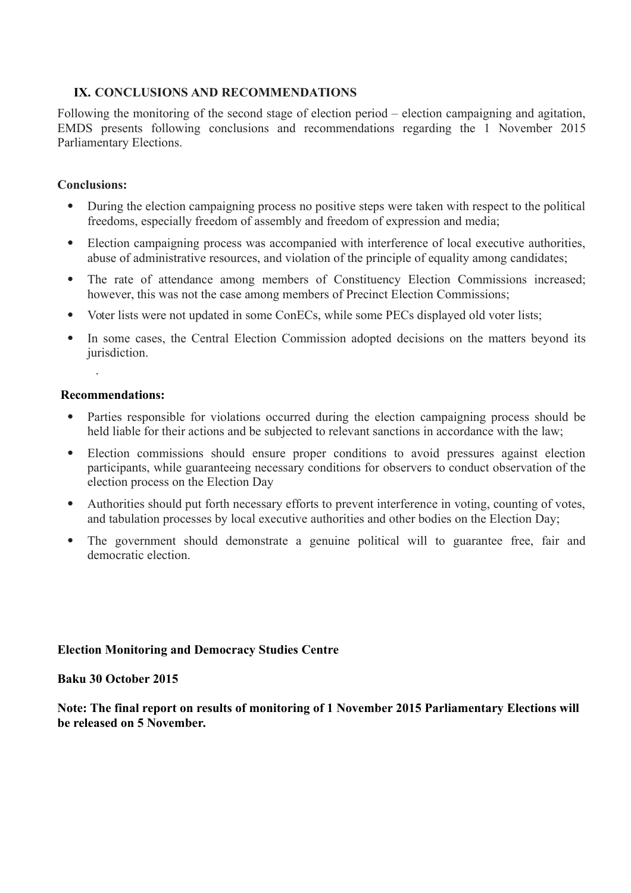## IX. CONCLUSIONS AND RECOMMENDATIONS

Following the monitoring of the second stage of election period – election campaigning and agitation, EMDS presents following conclusions and recommendations regarding the 1 November 2015 Parliamentary Elections.

**Conclusions:**

- During the election campaigning process no positive steps were taken with respect to the political freedoms, especially freedom of assembly and freedom of expression and media;
- Election campaigning process was accompanied with interference of local executive authorities, abuse of administrative resources, and violation of the principle of equality among candidates;
- The rate of attendance among members of Constituency Election Commissions increased; however, this was not the case among members of Precinct Election Commissions;
- Voter lists were not updated in some ConECs, while some PECs displayed old voter lists;
- In some cases, the Central Election Commission adopted decisions on the matters beyond its jurisdiction.

.

**Recommendations:**

- Parties responsible for violations occurred during the election campaigning process should be held liable for their actions and be subjected to relevant sanctions in accordance with the law;
- Election commissions should ensure proper conditions to avoid pressures against election participants, while guaranteeing necessary conditions for observers to conduct observation of the election process on the Election Day
- Authorities should put forth necessary efforts to prevent interference in voting, counting of votes, and tabulation processes by local executive authorities and other bodies on the Election Day;
- The government should demonstrate a genuine political will to guarantee free, fair and democratic election.

**Election Monitoring and Democracy Studies Centre**

**Baku 30 October 2015**

**Note: The final report on results of monitoring of 1 November 2015 Parliamentary Elections will be released on 5 November.**